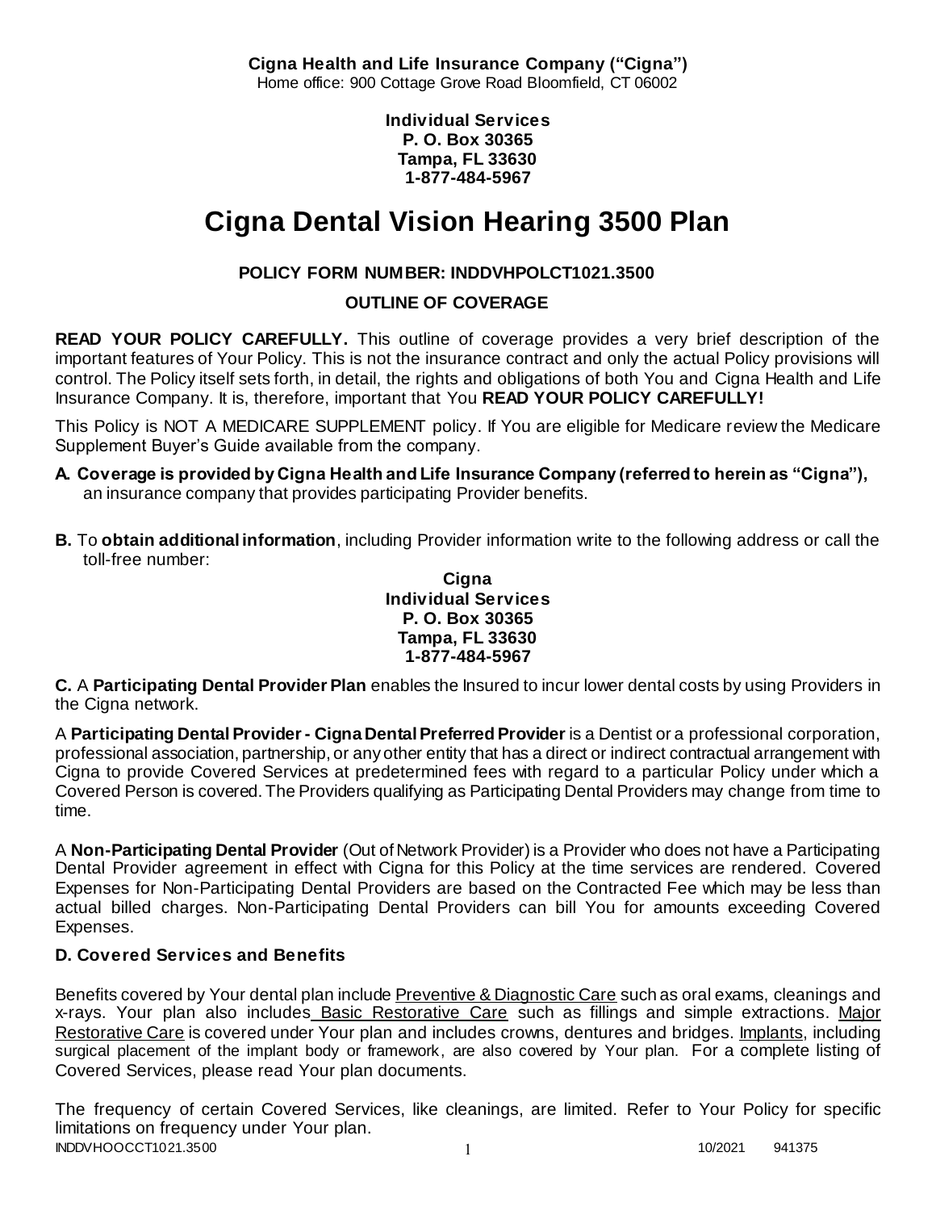**Cigna Health and Life Insurance Company ("Cigna")**
Home office: 900 Cottage Grove Road Bloomfield, CT 06002

**Individual Services**
**P. O. Box 30365**
**Tampa, FL 33630**
**1-877-484-5967**

# Cigna Dental Vision Hearing 3500 Plan

**POLICY FORM NUMBER: INDDVHPOLCT1021.3500**

**OUTLINE OF COVERAGE**

**READ YOUR POLICY CAREFULLY.** This outline of coverage provides a very brief description of the important features of Your Policy. This is not the insurance contract and only the actual Policy provisions will control. The Policy itself sets forth, in detail, the rights and obligations of both You and Cigna Health and Life Insurance Company. It is, therefore, important that You **READ YOUR POLICY CAREFULLY!**

This Policy is NOT A MEDICARE SUPPLEMENT policy. If You are eligible for Medicare review the Medicare Supplement Buyer's Guide available from the company.

**A. Coverage is provided by Cigna Health and Life Insurance Company (referred to herein as "Cigna"),** an insurance company that provides participating Provider benefits.

**B.** To **obtain additional information**, including Provider information write to the following address or call the toll-free number:

**Cigna**
**Individual Services**
**P. O. Box 30365**
**Tampa, FL 33630**
**1-877-484-5967**

**C.** A **Participating Dental Provider Plan** enables the Insured to incur lower dental costs by using Providers in the Cigna network.

A **Participating Dental Provider - Cigna Dental Preferred Provider** is a Dentist or a professional corporation, professional association, partnership, or any other entity that has a direct or indirect contractual arrangement with Cigna to provide Covered Services at predetermined fees with regard to a particular Policy under which a Covered Person is covered. The Providers qualifying as Participating Dental Providers may change from time to time.

A **Non-Participating Dental Provider** (Out of Network Provider) is a Provider who does not have a Participating Dental Provider agreement in effect with Cigna for this Policy at the time services are rendered. Covered Expenses for Non-Participating Dental Providers are based on the Contracted Fee which may be less than actual billed charges. Non-Participating Dental Providers can bill You for amounts exceeding Covered Expenses.

### D. Covered Services and Benefits

Benefits covered by Your dental plan include Preventive & Diagnostic Care such as oral exams, cleanings and x-rays. Your plan also includes Basic Restorative Care such as fillings and simple extractions. Major Restorative Care is covered under Your plan and includes crowns, dentures and bridges. Implants, including surgical placement of the implant body or framework, are also covered by Your plan. For a complete listing of Covered Services, please read Your plan documents.

The frequency of certain Covered Services, like cleanings, are limited. Refer to Your Policy for specific limitations on frequency under Your plan.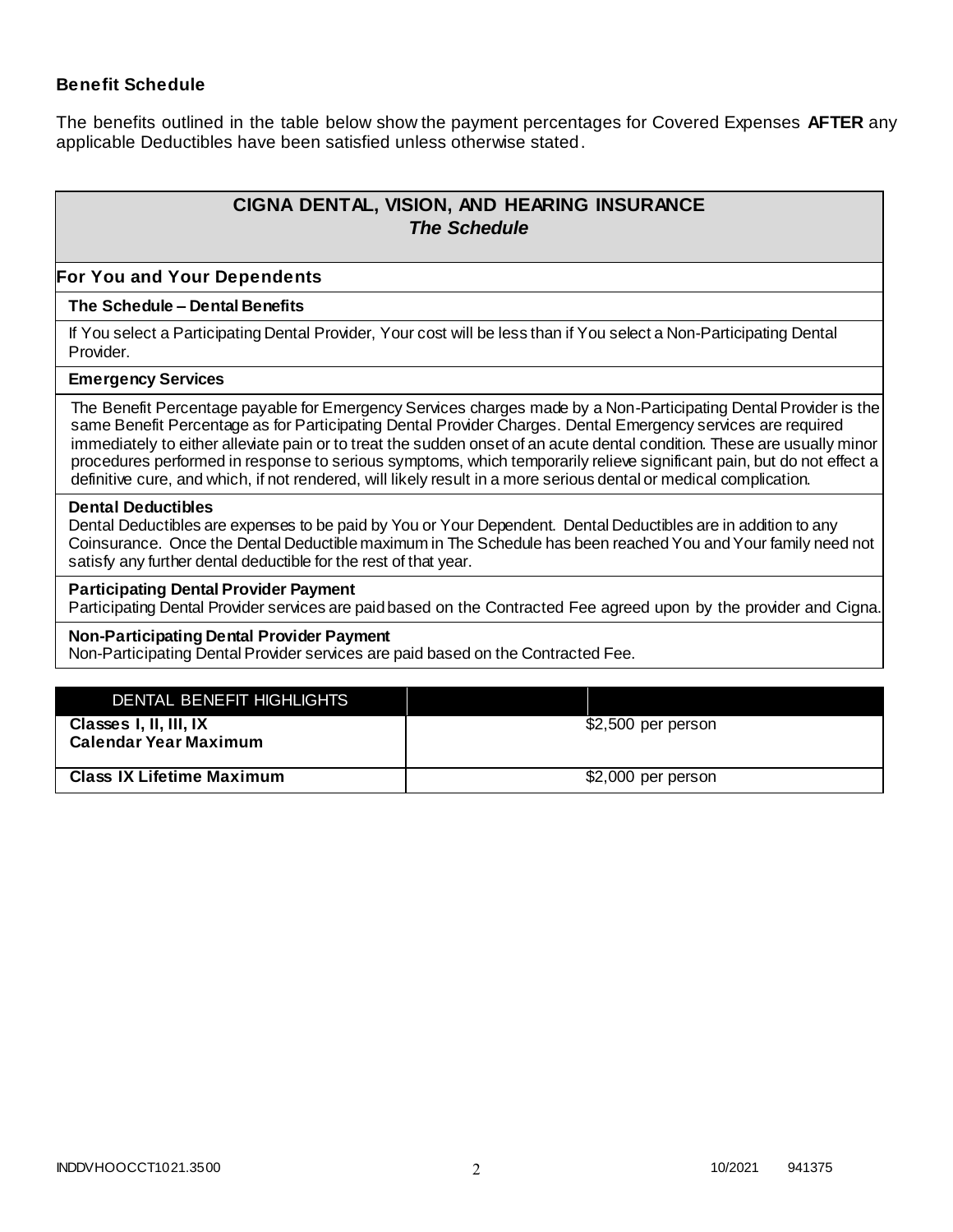### Benefit Schedule

The benefits outlined in the table below show the payment percentages for Covered Expenses **AFTER** any applicable Deductibles have been satisfied unless otherwise stated.

## CIGNA DENTAL, VISION, AND HEARING INSURANCE
### *The Schedule*

**For You and Your Dependents**

**The Schedule – Dental Benefits**

If You select a Participating Dental Provider, Your cost will be less than if You select a Non-Participating Dental Provider.

**Emergency Services**

The Benefit Percentage payable for Emergency Services charges made by a Non-Participating Dental Provider is the same Benefit Percentage as for Participating Dental Provider Charges. Dental Emergency services are required immediately to either alleviate pain or to treat the sudden onset of an acute dental condition. These are usually minor procedures performed in response to serious symptoms, which temporarily relieve significant pain, but do not effect a definitive cure, and which, if not rendered, will likely result in a more serious dental or medical complication.

**Dental Deductibles**

Dental Deductibles are expenses to be paid by You or Your Dependent. Dental Deductibles are in addition to any Coinsurance. Once the Dental Deductible maximum in The Schedule has been reached You and Your family need not satisfy any further dental deductible for the rest of that year.

**Participating Dental Provider Payment**

Participating Dental Provider services are paid based on the Contracted Fee agreed upon by the provider and Cigna.

**Non-Participating Dental Provider Payment**

Non-Participating Dental Provider services are paid based on the Contracted Fee.

| DENTAL BENEFIT HIGHLIGHTS | |
|---|---|
| **Classes I, II, III, IX Calendar Year Maximum** | $2,500 per person |
| **Class IX Lifetime Maximum** | $2,000 per person |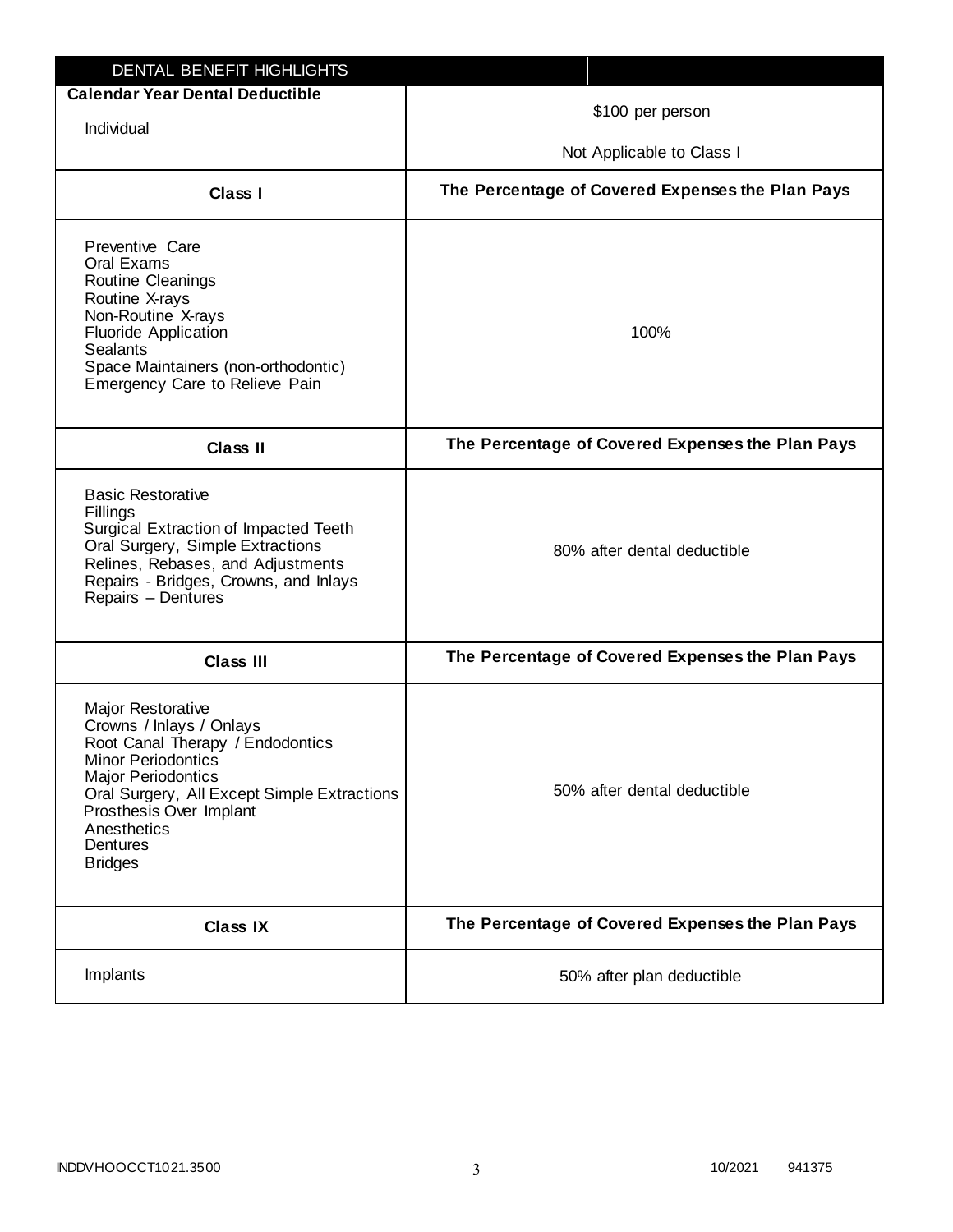| DENTAL BENEFIT HIGHLIGHTS | |
|---|---|
| **Calendar Year Dental Deductible**<br>Individual | \$100 per person<br>Not Applicable to Class I |
| **Class I** | **The Percentage of Covered Expenses the Plan Pays** |
| Preventive Care<br>Oral Exams<br>Routine Cleanings<br>Routine X-rays<br>Non-Routine X-rays<br>Fluoride Application<br>Sealants<br>Space Maintainers (non-orthodontic)<br>Emergency Care to Relieve Pain | 100% |
| **Class II** | **The Percentage of Covered Expenses the Plan Pays** |
| Basic Restorative<br>Fillings<br>Surgical Extraction of Impacted Teeth<br>Oral Surgery, Simple Extractions<br>Relines, Rebases, and Adjustments<br>Repairs - Bridges, Crowns, and Inlays<br>Repairs – Dentures | 80% after dental deductible |
| **Class III** | **The Percentage of Covered Expenses the Plan Pays** |
| Major Restorative<br>Crowns / Inlays / Onlays<br>Root Canal Therapy / Endodontics<br>Minor Periodontics<br>Major Periodontics<br>Oral Surgery, All Except Simple Extractions<br>Prosthesis Over Implant<br>Anesthetics<br>Dentures<br>Bridges | 50% after dental deductible |
| **Class IX** | **The Percentage of Covered Expenses the Plan Pays** |
| Implants | 50% after plan deductible |

INDDVHOOCCT1021.3500 10/2021 941375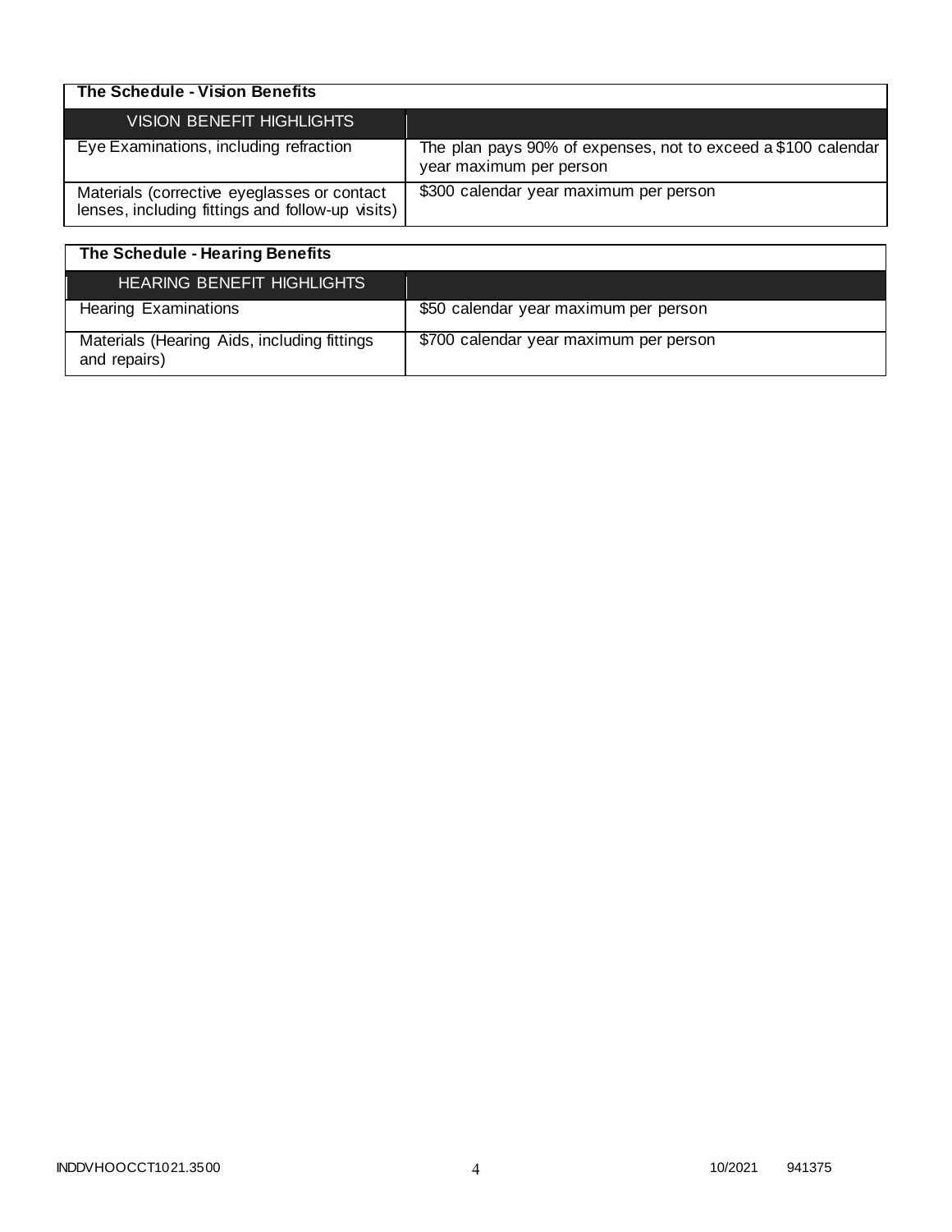| The Schedule - Vision Benefits | |
|---|---|
| VISION BENEFIT HIGHLIGHTS | |
| Eye Examinations, including refraction | The plan pays 90% of expenses, not to exceed a $100 calendar year maximum per person |
| Materials (corrective eyeglasses or contact lenses, including fittings and follow-up visits) | $300 calendar year maximum per person |

| The Schedule - Hearing Benefits | |
|---|---|
| HEARING BENEFIT HIGHLIGHTS | |
| Hearing Examinations | $50 calendar year maximum per person |
| Materials (Hearing Aids, including fittings and repairs) | $700 calendar year maximum per person |

INDDVHOOCCT1021.3500 10/2021 941375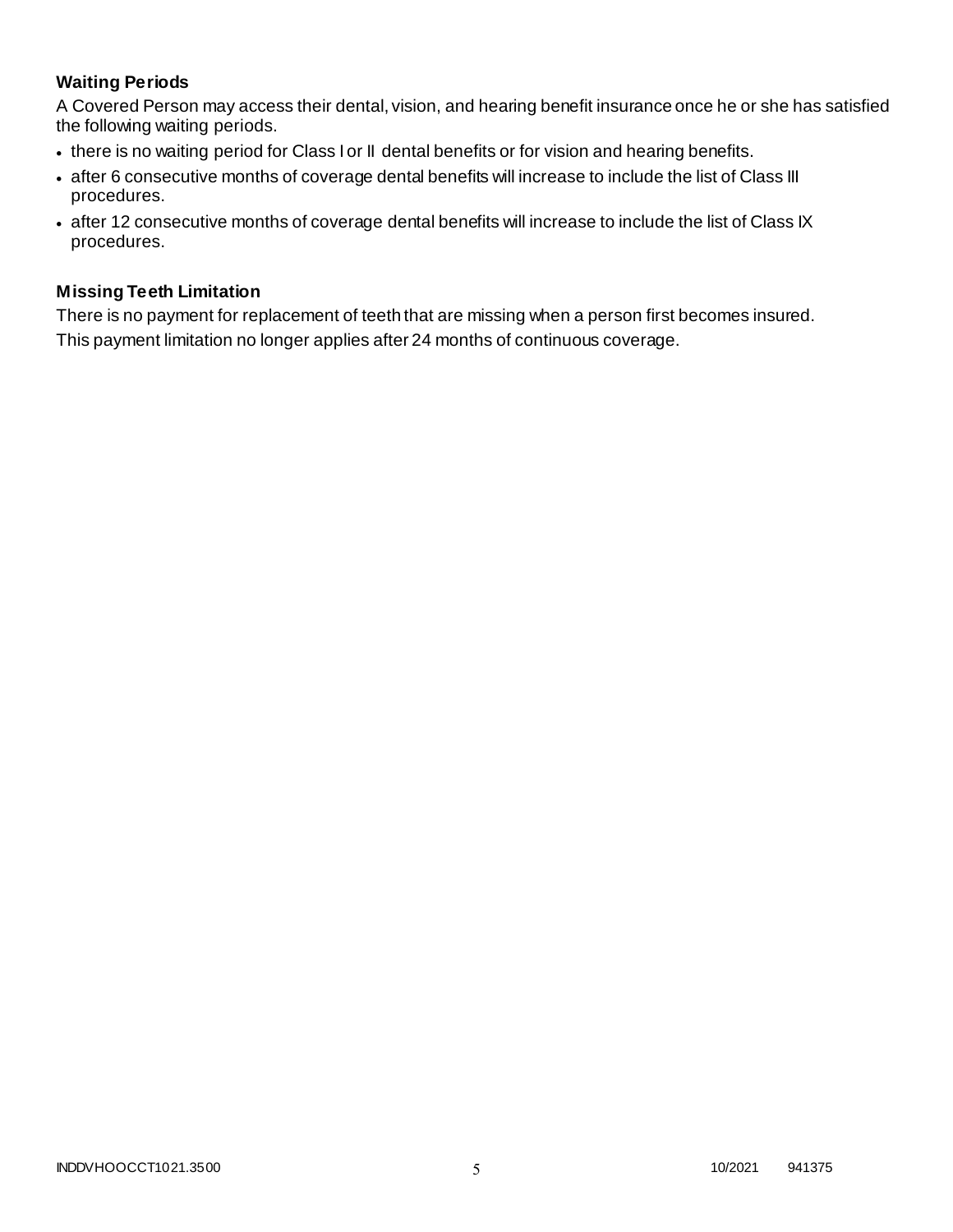### Waiting Periods

A Covered Person may access their dental, vision, and hearing benefit insurance once he or she has satisfied the following waiting periods.

- there is no waiting period for Class I or II dental benefits or for vision and hearing benefits.
- after 6 consecutive months of coverage dental benefits will increase to include the list of Class III procedures.
- after 12 consecutive months of coverage dental benefits will increase to include the list of Class IX procedures.

### Missing Teeth Limitation

There is no payment for replacement of teeth that are missing when a person first becomes insured. This payment limitation no longer applies after 24 months of continuous coverage.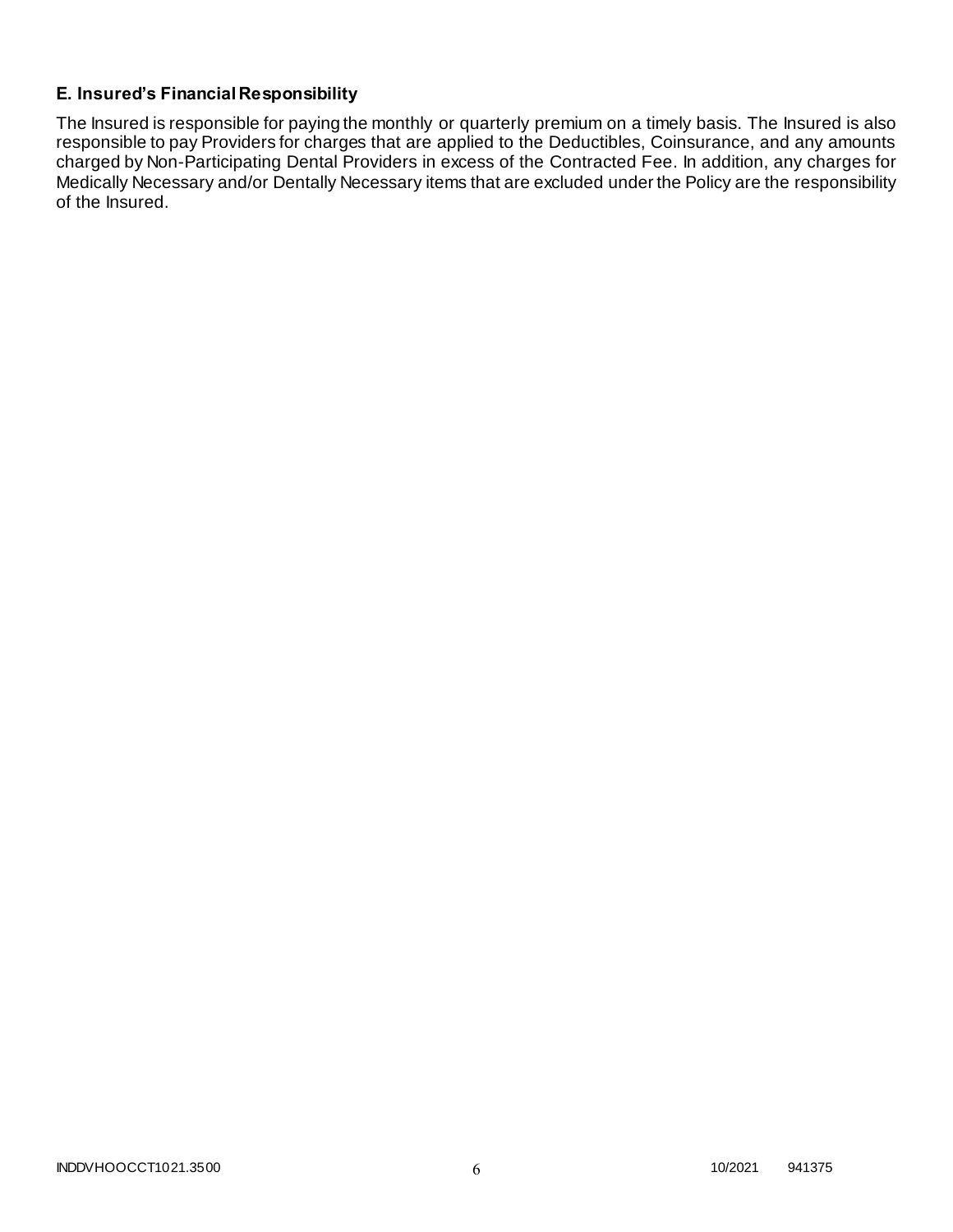### E. Insured's Financial Responsibility

The Insured is responsible for paying the monthly or quarterly premium on a timely basis. The Insured is also responsible to pay Providers for charges that are applied to the Deductibles, Coinsurance, and any amounts charged by Non-Participating Dental Providers in excess of the Contracted Fee. In addition, any charges for Medically Necessary and/or Dentally Necessary items that are excluded under the Policy are the responsibility of the Insured.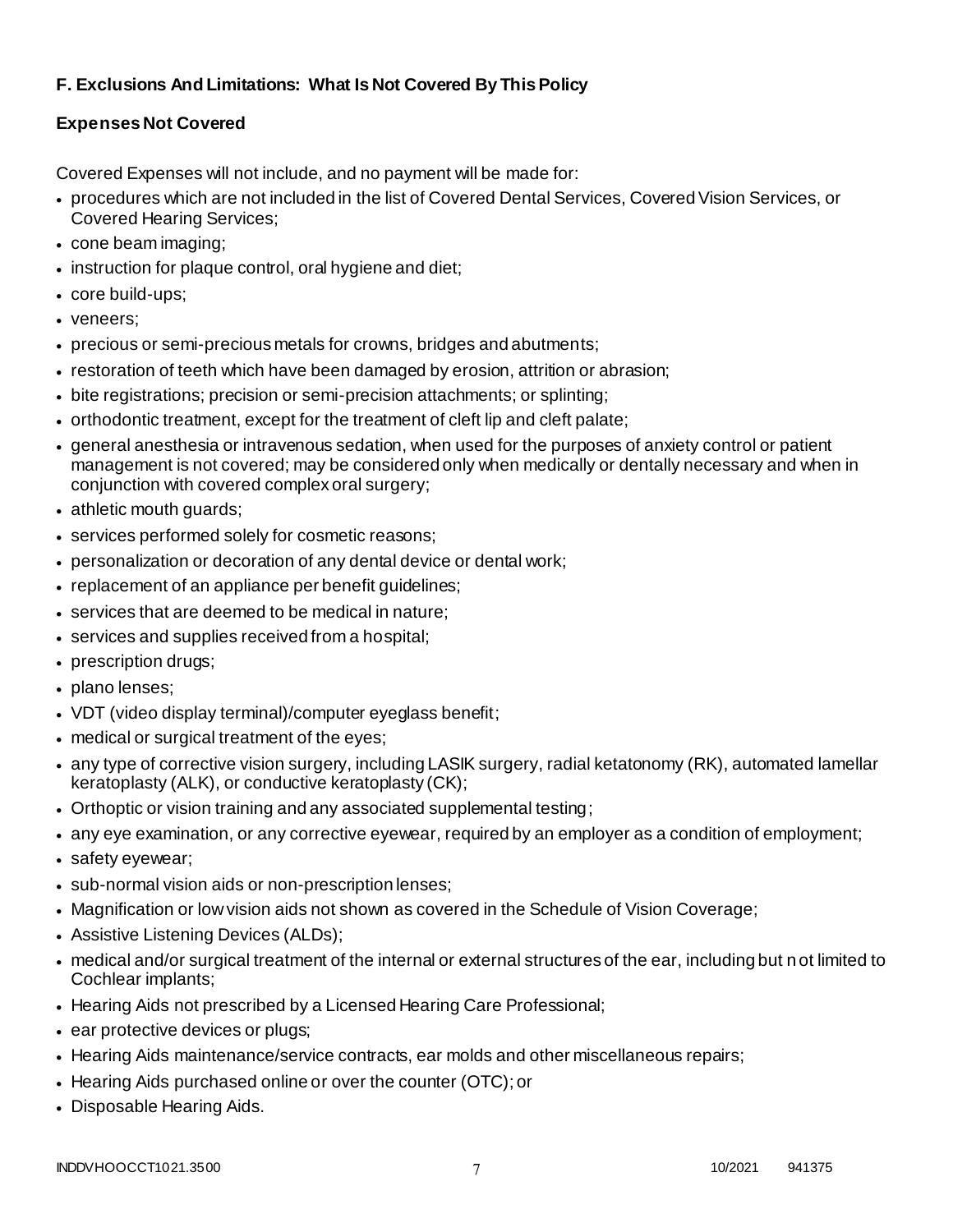### F. Exclusions And Limitations: What Is Not Covered By This Policy

#### Expenses Not Covered

Covered Expenses will not include, and no payment will be made for:

- procedures which are not included in the list of Covered Dental Services, Covered Vision Services, or Covered Hearing Services;
- cone beam imaging;
- instruction for plaque control, oral hygiene and diet;
- core build-ups;
- veneers;
- precious or semi-precious metals for crowns, bridges and abutments;
- restoration of teeth which have been damaged by erosion, attrition or abrasion;
- bite registrations; precision or semi-precision attachments; or splinting;
- orthodontic treatment, except for the treatment of cleft lip and cleft palate;
- general anesthesia or intravenous sedation, when used for the purposes of anxiety control or patient management is not covered; may be considered only when medically or dentally necessary and when in conjunction with covered complex oral surgery;
- athletic mouth guards;
- services performed solely for cosmetic reasons;
- personalization or decoration of any dental device or dental work;
- replacement of an appliance per benefit guidelines;
- services that are deemed to be medical in nature;
- services and supplies received from a hospital;
- prescription drugs;
- plano lenses;
- VDT (video display terminal)/computer eyeglass benefit;
- medical or surgical treatment of the eyes;
- any type of corrective vision surgery, including LASIK surgery, radial ketatonomy (RK), automated lamellar keratoplasty (ALK), or conductive keratoplasty (CK);
- Orthoptic or vision training and any associated supplemental testing;
- any eye examination, or any corrective eyewear, required by an employer as a condition of employment;
- safety eyewear;
- sub-normal vision aids or non-prescription lenses;
- Magnification or low vision aids not shown as covered in the Schedule of Vision Coverage;
- Assistive Listening Devices (ALDs);
- medical and/or surgical treatment of the internal or external structures of the ear, including but not limited to Cochlear implants;
- Hearing Aids not prescribed by a Licensed Hearing Care Professional;
- ear protective devices or plugs;
- Hearing Aids maintenance/service contracts, ear molds and other miscellaneous repairs;
- Hearing Aids purchased online or over the counter (OTC); or
- Disposable Hearing Aids.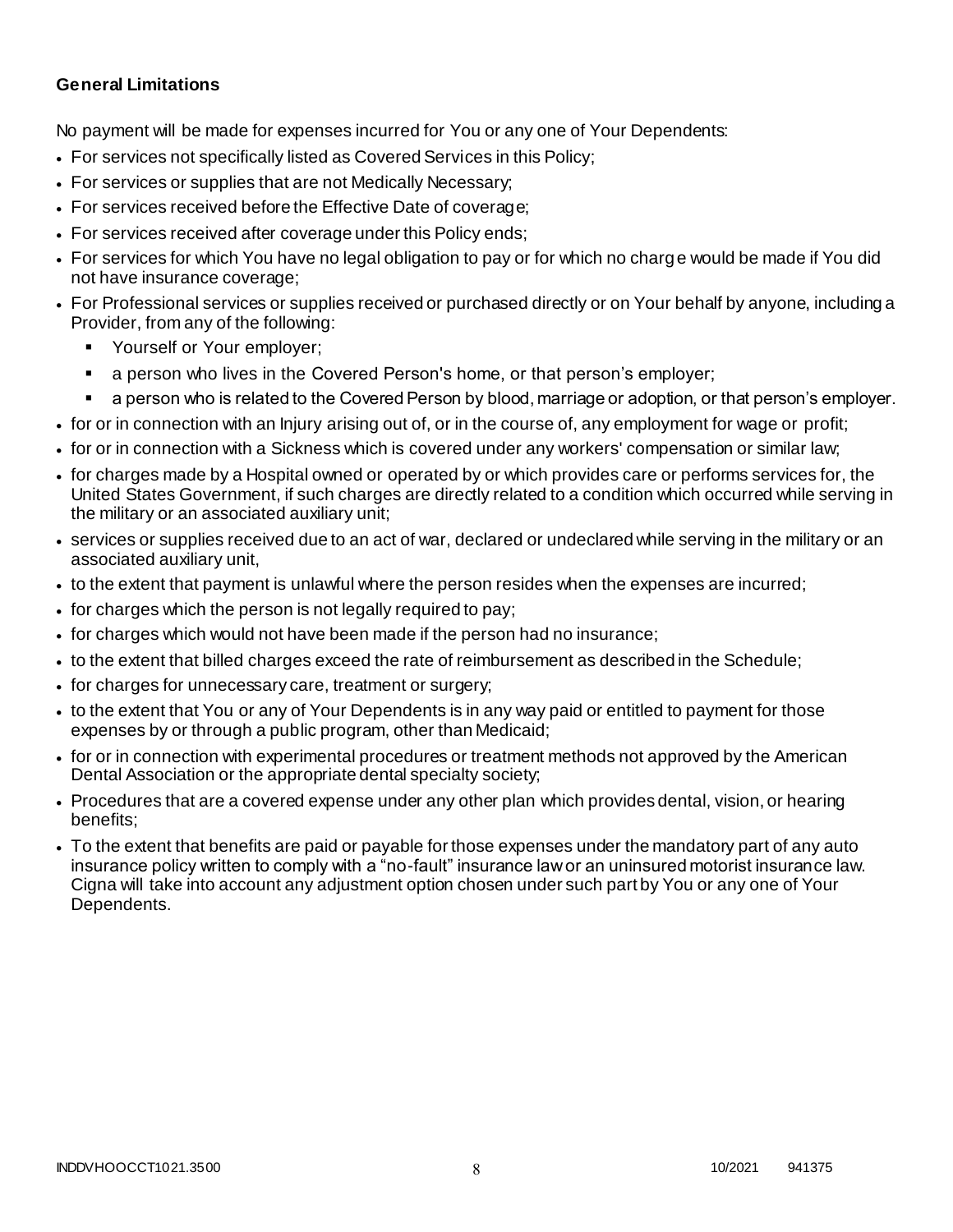**General Limitations**

No payment will be made for expenses incurred for You or any one of Your Dependents:

- For services not specifically listed as Covered Services in this Policy;
- For services or supplies that are not Medically Necessary;
- For services received before the Effective Date of coverage;
- For services received after coverage under this Policy ends;
- For services for which You have no legal obligation to pay or for which no charge would be made if You did not have insurance coverage;
- For Professional services or supplies received or purchased directly or on Your behalf by anyone, including a Provider, from any of the following:
  - Yourself or Your employer;
  - a person who lives in the Covered Person's home, or that person's employer;
  - a person who is related to the Covered Person by blood, marriage or adoption, or that person's employer.
- for or in connection with an Injury arising out of, or in the course of, any employment for wage or profit;
- for or in connection with a Sickness which is covered under any workers' compensation or similar law;
- for charges made by a Hospital owned or operated by or which provides care or performs services for, the United States Government, if such charges are directly related to a condition which occurred while serving in the military or an associated auxiliary unit;
- services or supplies received due to an act of war, declared or undeclared while serving in the military or an associated auxiliary unit,
- to the extent that payment is unlawful where the person resides when the expenses are incurred;
- for charges which the person is not legally required to pay;
- for charges which would not have been made if the person had no insurance;
- to the extent that billed charges exceed the rate of reimbursement as described in the Schedule;
- for charges for unnecessary care, treatment or surgery;
- to the extent that You or any of Your Dependents is in any way paid or entitled to payment for those expenses by or through a public program, other than Medicaid;
- for or in connection with experimental procedures or treatment methods not approved by the American Dental Association or the appropriate dental specialty society;
- Procedures that are a covered expense under any other plan which provides dental, vision, or hearing benefits;
- To the extent that benefits are paid or payable for those expenses under the mandatory part of any auto insurance policy written to comply with a "no-fault" insurance law or an uninsured motorist insurance law. Cigna will take into account any adjustment option chosen under such part by You or any one of Your Dependents.

INDDVHOOCCT1021.3500 10/2021 941375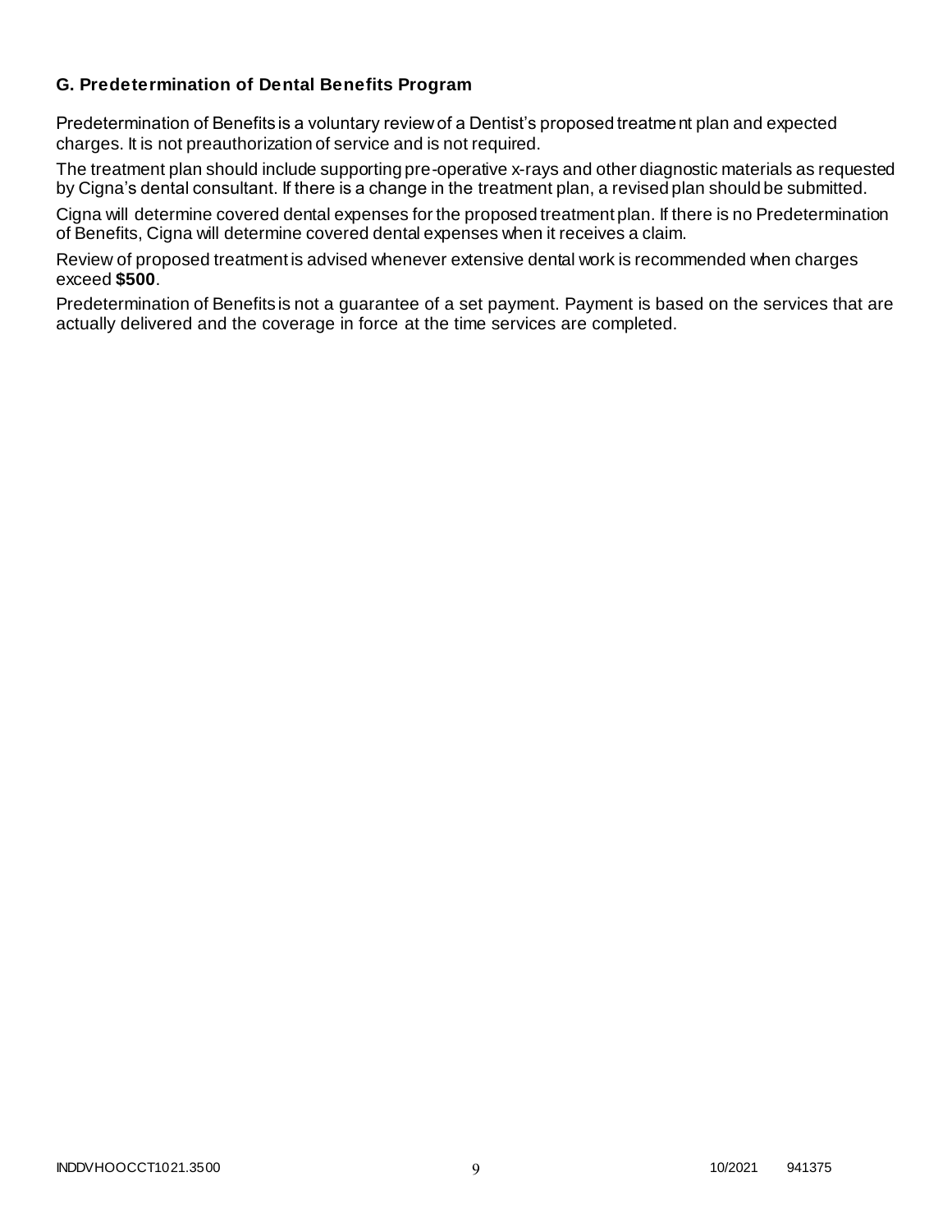### G. Predetermination of Dental Benefits Program

Predetermination of Benefits is a voluntary review of a Dentist's proposed treatment plan and expected charges. It is not preauthorization of service and is not required.

The treatment plan should include supporting pre-operative x-rays and other diagnostic materials as requested by Cigna's dental consultant. If there is a change in the treatment plan, a revised plan should be submitted.

Cigna will determine covered dental expenses for the proposed treatment plan. If there is no Predetermination of Benefits, Cigna will determine covered dental expenses when it receives a claim.

Review of proposed treatment is advised whenever extensive dental work is recommended when charges exceed **$500**.

Predetermination of Benefits is not a guarantee of a set payment. Payment is based on the services that are actually delivered and the coverage in force at the time services are completed.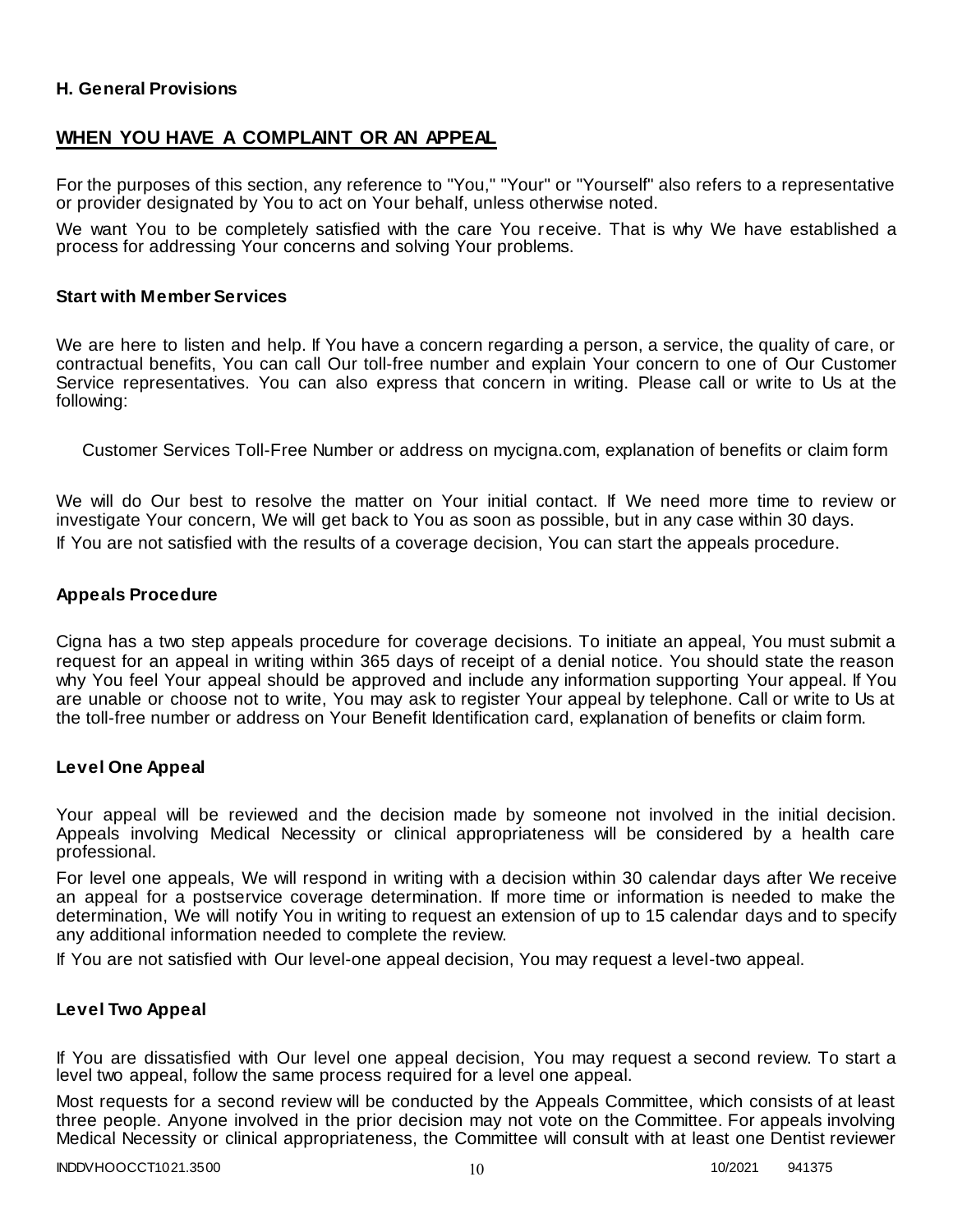**H. General Provisions**

## WHEN YOU HAVE A COMPLAINT OR AN APPEAL

For the purposes of this section, any reference to "You," "Your" or "Yourself" also refers to a representative or provider designated by You to act on Your behalf, unless otherwise noted.

We want You to be completely satisfied with the care You receive. That is why We have established a process for addressing Your concerns and solving Your problems.

### Start with Member Services

We are here to listen and help. If You have a concern regarding a person, a service, the quality of care, or contractual benefits, You can call Our toll-free number and explain Your concern to one of Our Customer Service representatives. You can also express that concern in writing. Please call or write to Us at the following:

Customer Services Toll-Free Number or address on mycigna.com, explanation of benefits or claim form

We will do Our best to resolve the matter on Your initial contact. If We need more time to review or investigate Your concern, We will get back to You as soon as possible, but in any case within 30 days.

If You are not satisfied with the results of a coverage decision, You can start the appeals procedure.

### Appeals Procedure

Cigna has a two step appeals procedure for coverage decisions. To initiate an appeal, You must submit a request for an appeal in writing within 365 days of receipt of a denial notice. You should state the reason why You feel Your appeal should be approved and include any information supporting Your appeal. If You are unable or choose not to write, You may ask to register Your appeal by telephone. Call or write to Us at the toll-free number or address on Your Benefit Identification card, explanation of benefits or claim form.

### Level One Appeal

Your appeal will be reviewed and the decision made by someone not involved in the initial decision. Appeals involving Medical Necessity or clinical appropriateness will be considered by a health care professional.

For level one appeals, We will respond in writing with a decision within 30 calendar days after We receive an appeal for a postservice coverage determination. If more time or information is needed to make the determination, We will notify You in writing to request an extension of up to 15 calendar days and to specify any additional information needed to complete the review.

If You are not satisfied with Our level-one appeal decision, You may request a level-two appeal.

### Level Two Appeal

If You are dissatisfied with Our level one appeal decision, You may request a second review. To start a level two appeal, follow the same process required for a level one appeal.

Most requests for a second review will be conducted by the Appeals Committee, which consists of at least three people. Anyone involved in the prior decision may not vote on the Committee. For appeals involving Medical Necessity or clinical appropriateness, the Committee will consult with at least one Dentist reviewer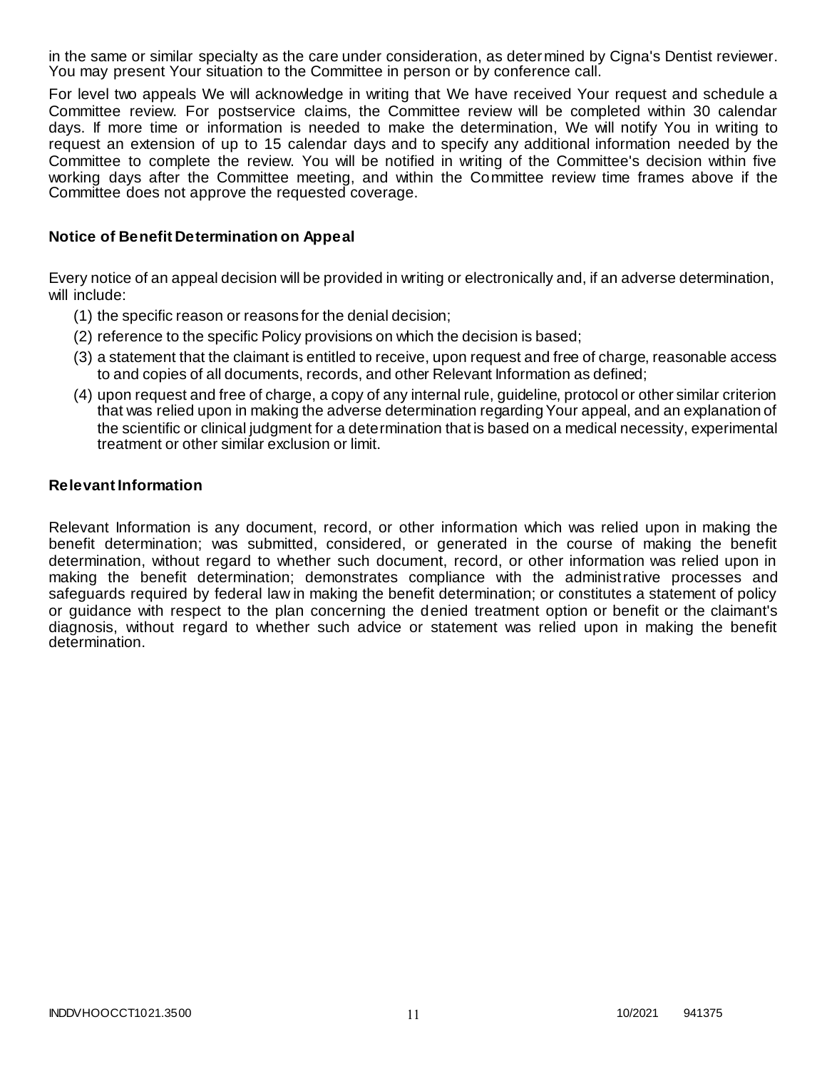in the same or similar specialty as the care under consideration, as determined by Cigna's Dentist reviewer. You may present Your situation to the Committee in person or by conference call.

For level two appeals We will acknowledge in writing that We have received Your request and schedule a Committee review. For postservice claims, the Committee review will be completed within 30 calendar days. If more time or information is needed to make the determination, We will notify You in writing to request an extension of up to 15 calendar days and to specify any additional information needed by the Committee to complete the review. You will be notified in writing of the Committee's decision within five working days after the Committee meeting, and within the Committee review time frames above if the Committee does not approve the requested coverage.

### Notice of Benefit Determination on Appeal

Every notice of an appeal decision will be provided in writing or electronically and, if an adverse determination, will include:

(1) the specific reason or reasons for the denial decision;

(2) reference to the specific Policy provisions on which the decision is based;

(3) a statement that the claimant is entitled to receive, upon request and free of charge, reasonable access to and copies of all documents, records, and other Relevant Information as defined;

(4) upon request and free of charge, a copy of any internal rule, guideline, protocol or other similar criterion that was relied upon in making the adverse determination regarding Your appeal, and an explanation of the scientific or clinical judgment for a determination that is based on a medical necessity, experimental treatment or other similar exclusion or limit.

### Relevant Information

Relevant Information is any document, record, or other information which was relied upon in making the benefit determination; was submitted, considered, or generated in the course of making the benefit determination, without regard to whether such document, record, or other information was relied upon in making the benefit determination; demonstrates compliance with the administrative processes and safeguards required by federal law in making the benefit determination; or constitutes a statement of policy or guidance with respect to the plan concerning the denied treatment option or benefit or the claimant's diagnosis, without regard to whether such advice or statement was relied upon in making the benefit determination.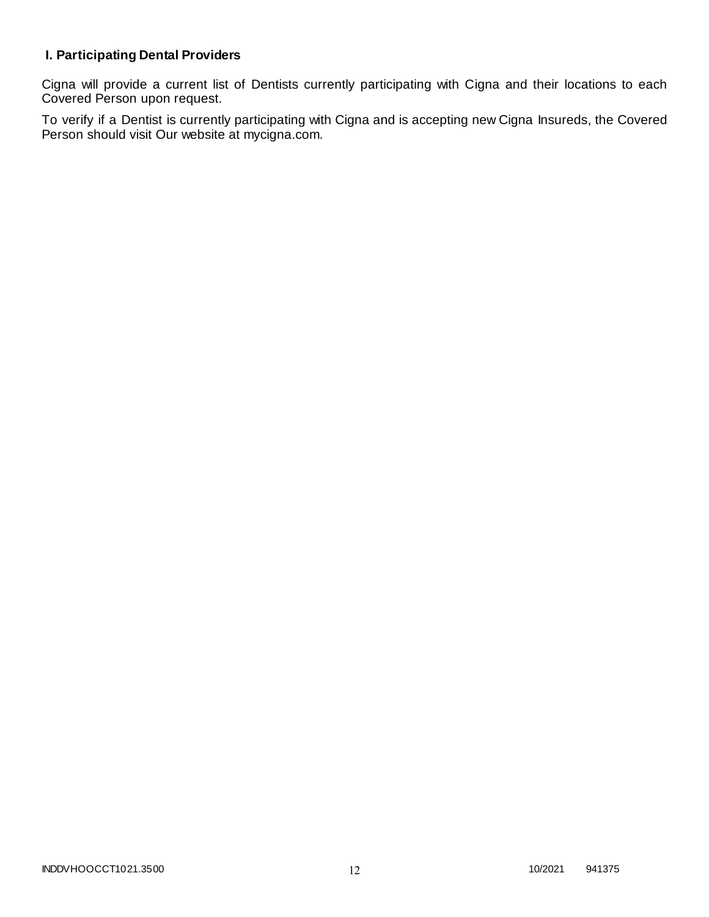**I. Participating Dental Providers**

Cigna will provide a current list of Dentists currently participating with Cigna and their locations to each Covered Person upon request.

To verify if a Dentist is currently participating with Cigna and is accepting new Cigna Insureds, the Covered Person should visit Our website at mycigna.com.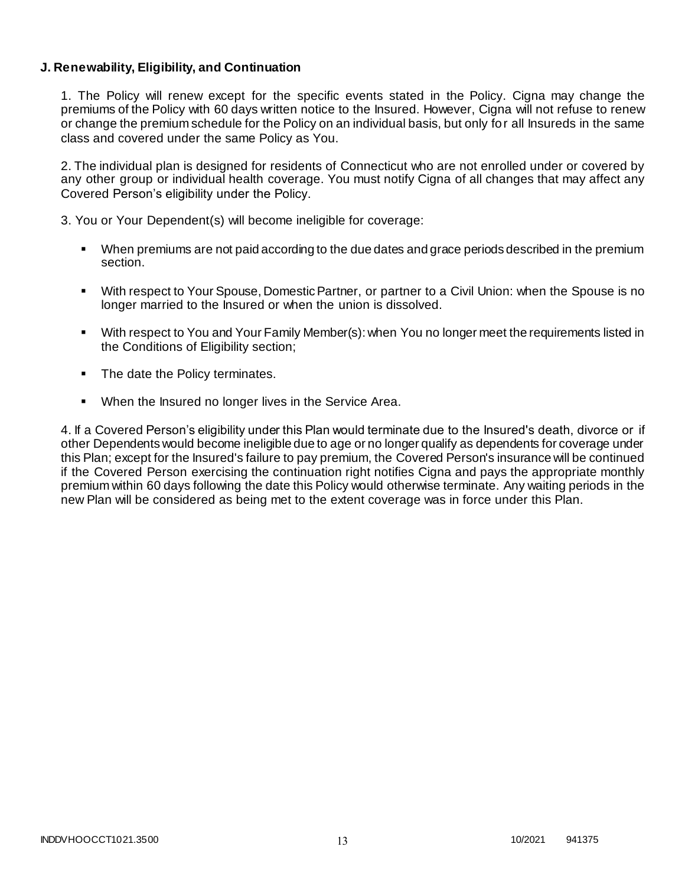**J. Renewability, Eligibility, and Continuation**

1. The Policy will renew except for the specific events stated in the Policy. Cigna may change the premiums of the Policy with 60 days written notice to the Insured. However, Cigna will not refuse to renew or change the premium schedule for the Policy on an individual basis, but only for all Insureds in the same class and covered under the same Policy as You.

2. The individual plan is designed for residents of Connecticut who are not enrolled under or covered by any other group or individual health coverage. You must notify Cigna of all changes that may affect any Covered Person's eligibility under the Policy.

3. You or Your Dependent(s) will become ineligible for coverage:

- When premiums are not paid according to the due dates and grace periods described in the premium section.
- With respect to Your Spouse, Domestic Partner, or partner to a Civil Union: when the Spouse is no longer married to the Insured or when the union is dissolved.
- With respect to You and Your Family Member(s): when You no longer meet the requirements listed in the Conditions of Eligibility section;
- The date the Policy terminates.
- When the Insured no longer lives in the Service Area.

4. If a Covered Person's eligibility under this Plan would terminate due to the Insured's death, divorce or if other Dependents would become ineligible due to age or no longer qualify as dependents for coverage under this Plan; except for the Insured's failure to pay premium, the Covered Person's insurance will be continued if the Covered Person exercising the continuation right notifies Cigna and pays the appropriate monthly premium within 60 days following the date this Policy would otherwise terminate. Any waiting periods in the new Plan will be considered as being met to the extent coverage was in force under this Plan.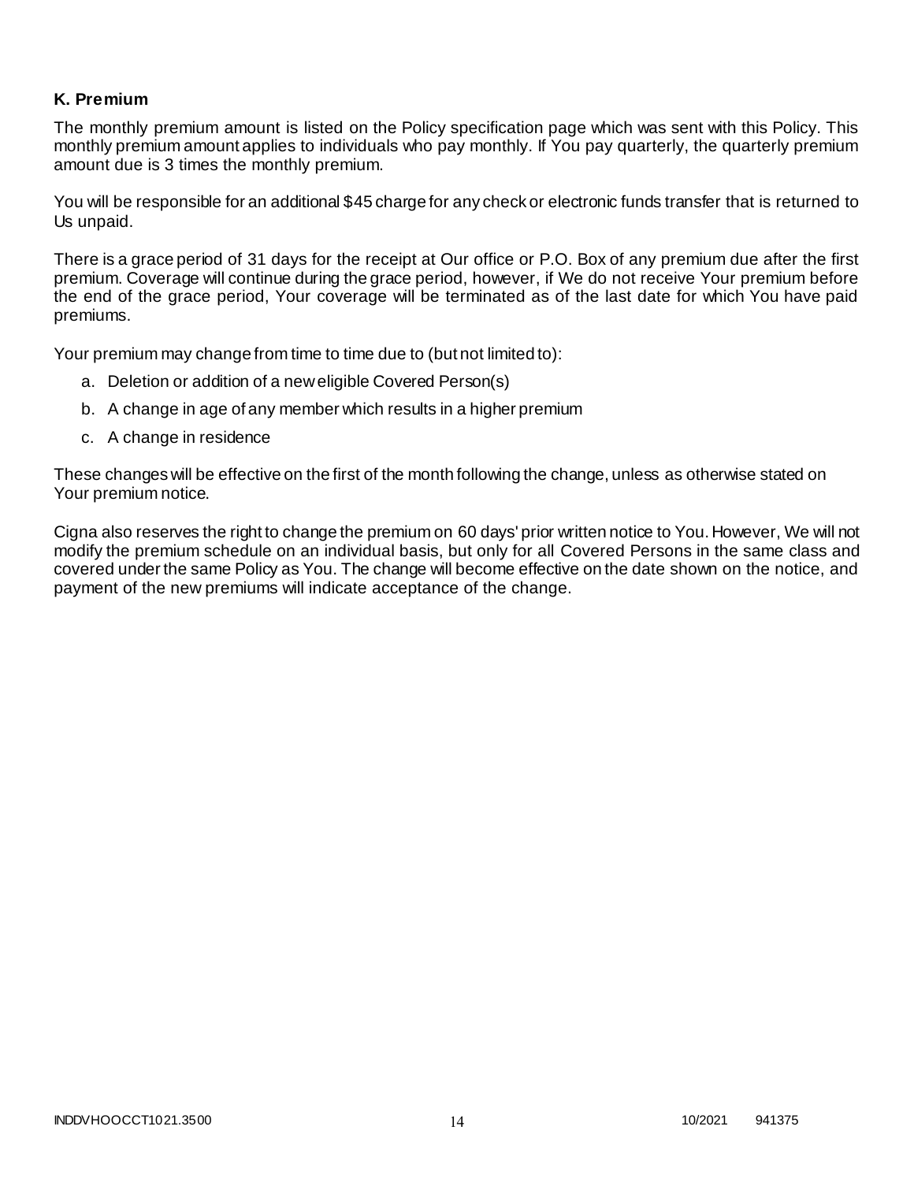**K. Premium**

The monthly premium amount is listed on the Policy specification page which was sent with this Policy. This monthly premium amount applies to individuals who pay monthly. If You pay quarterly, the quarterly premium amount due is 3 times the monthly premium.

You will be responsible for an additional $45 charge for any check or electronic funds transfer that is returned to Us unpaid.

There is a grace period of 31 days for the receipt at Our office or P.O. Box of any premium due after the first premium. Coverage will continue during the grace period, however, if We do not receive Your premium before the end of the grace period, Your coverage will be terminated as of the last date for which You have paid premiums.

Your premium may change from time to time due to (but not limited to):

a. Deletion or addition of a new eligible Covered Person(s)
b. A change in age of any member which results in a higher premium
c. A change in residence

These changes will be effective on the first of the month following the change, unless as otherwise stated on Your premium notice.

Cigna also reserves the right to change the premium on 60 days' prior written notice to You. However, We will not modify the premium schedule on an individual basis, but only for all Covered Persons in the same class and covered under the same Policy as You. The change will become effective on the date shown on the notice, and payment of the new premiums will indicate acceptance of the change.